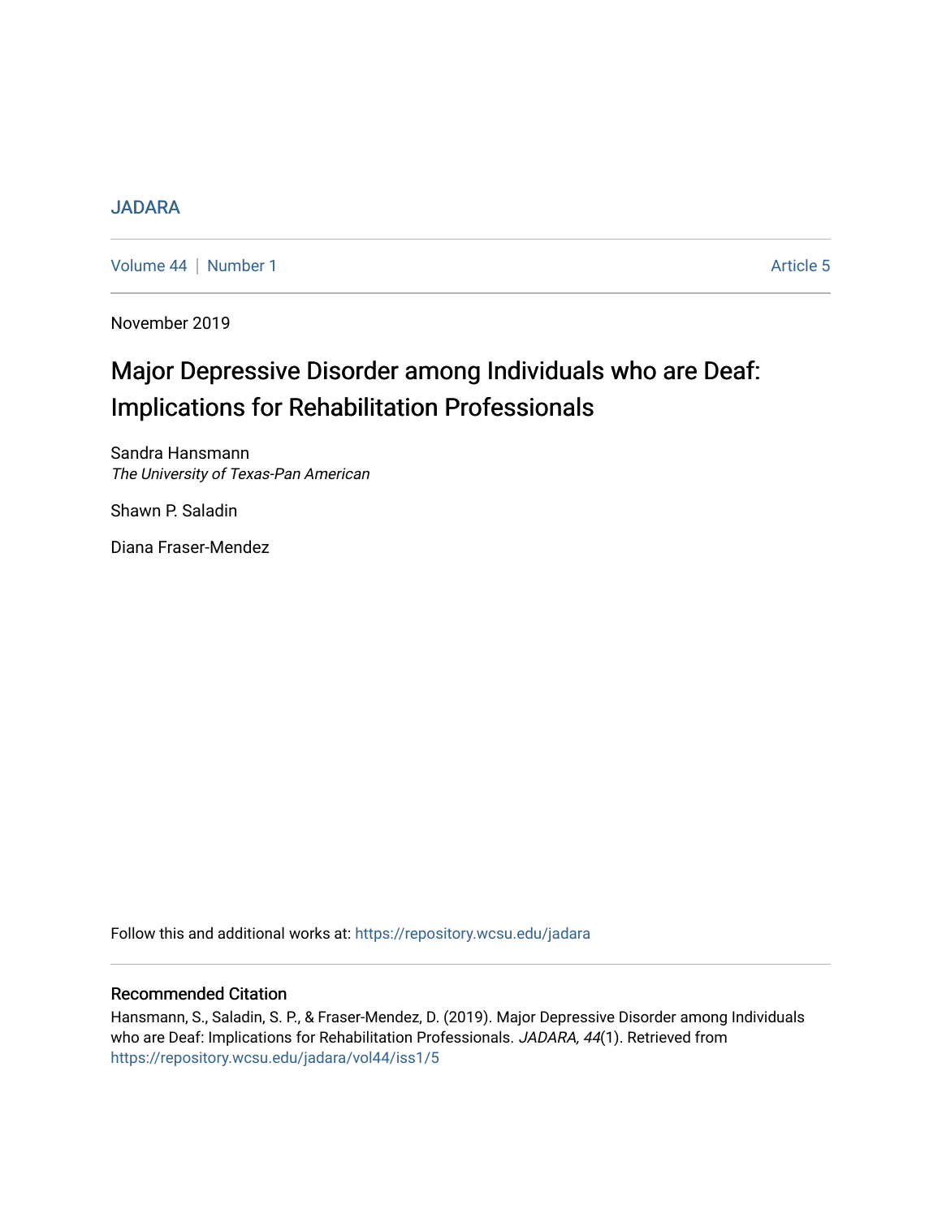JADARA

Volume 44 | Number 1 — Article 5

November 2019

# Major Depressive Disorder among Individuals who are Deaf: Implications for Rehabilitation Professionals

Sandra Hansmann
*The University of Texas-Pan American*

Shawn P. Saladin

Diana Fraser-Mendez

Follow this and additional works at: https://repository.wcsu.edu/jadara

## Recommended Citation

Hansmann, S., Saladin, S. P., & Fraser-Mendez, D. (2019). Major Depressive Disorder among Individuals who are Deaf: Implications for Rehabilitation Professionals. *JADARA, 44*(1). Retrieved from https://repository.wcsu.edu/jadara/vol44/iss1/5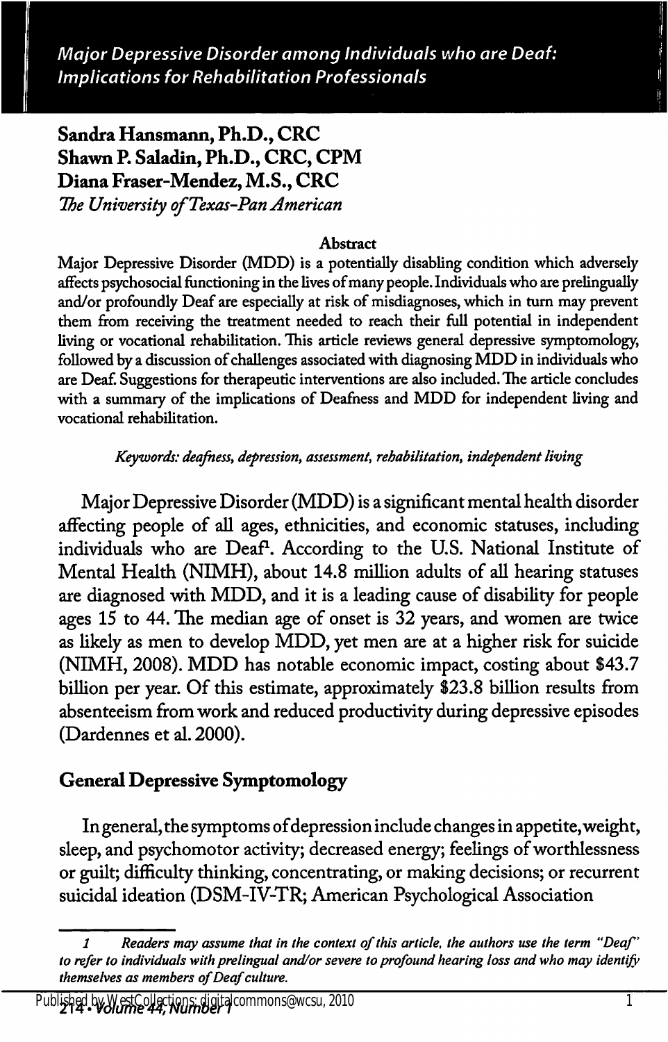# Major Depressive Disorder among Individuals who are Deaf: Implications for Rehabilitation Professionals

**Sandra Hansmann, Ph.D., CRC**
**Shawn P. Saladin, Ph.D., CRC, CPM**
**Diana Fraser-Mendez, M.S., CRC**
*The University of Texas-Pan American*

**Abstract**

Major Depressive Disorder (MDD) is a potentially disabling condition which adversely affects psychosocial functioning in the lives of many people. Individuals who are prelingually and/or profoundly Deaf are especially at risk of misdiagnoses, which in turn may prevent them from receiving the treatment needed to reach their full potential in independent living or vocational rehabilitation. This article reviews general depressive symptomology, followed by a discussion of challenges associated with diagnosing MDD in individuals who are Deaf. Suggestions for therapeutic interventions are also included. The article concludes with a summary of the implications of Deafness and MDD for independent living and vocational rehabilitation.

*Keywords: deafness, depression, assessment, rehabilitation, independent living*

Major Depressive Disorder (MDD) is a significant mental health disorder affecting people of all ages, ethnicities, and economic statuses, including individuals who are Deaf[1]. According to the U.S. National Institute of Mental Health (NIMH), about 14.8 million adults of all hearing statuses are diagnosed with MDD, and it is a leading cause of disability for people ages 15 to 44. The median age of onset is 32 years, and women are twice as likely as men to develop MDD, yet men are at a higher risk for suicide (NIMH, 2008). MDD has notable economic impact, costing about $43.7 billion per year. Of this estimate, approximately $23.8 billion results from absenteeism from work and reduced productivity during depressive episodes (Dardennes et al. 2000).

## General Depressive Symptomology

In general, the symptoms of depression include changes in appetite, weight, sleep, and psychomotor activity; decreased energy; feelings of worthlessness or guilt; difficulty thinking, concentrating, or making decisions; or recurrent suicidal ideation (DSM-IV-TR; American Psychological Association

[1] *Readers may assume that in the context of this article, the authors use the term "Deaf" to refer to individuals with prelingual and/or severe to profound hearing loss and who may identify themselves as members of Deaf culture.*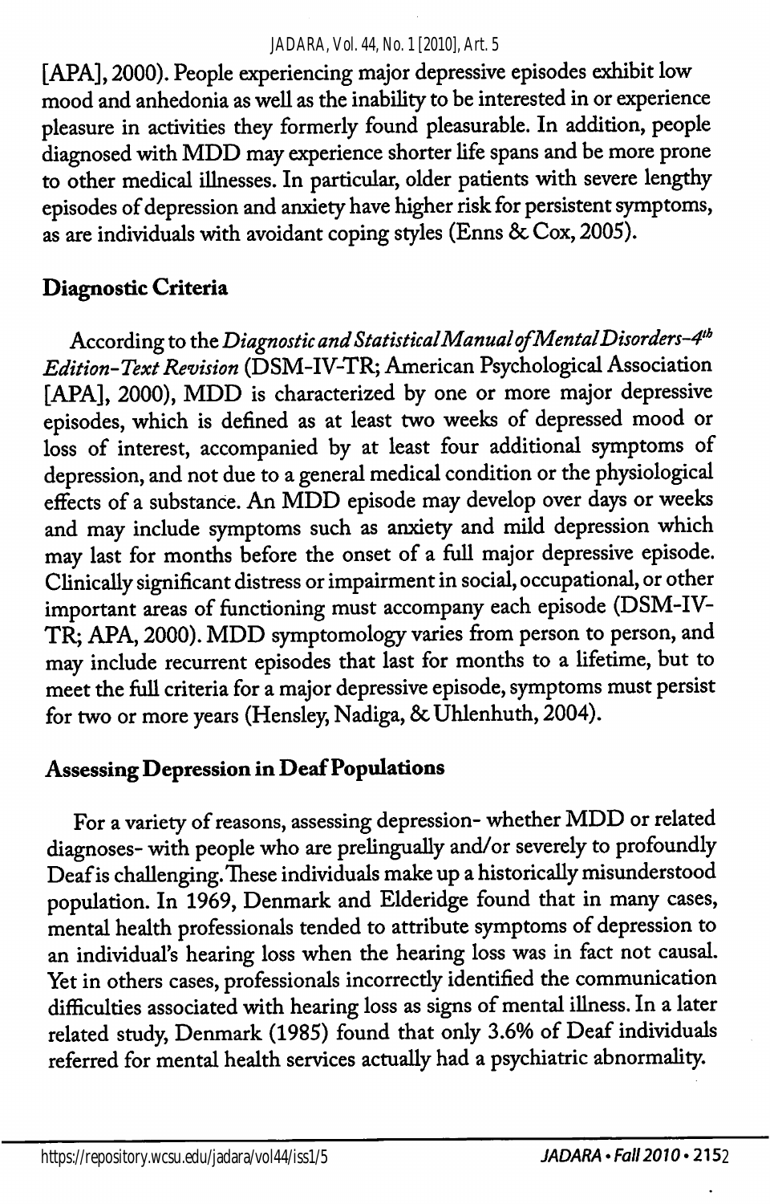[APA], 2000). People experiencing major depressive episodes exhibit low mood and anhedonia as well as the inability to be interested in or experience pleasure in activities they formerly found pleasurable. In addition, people diagnosed with MDD may experience shorter life spans and be more prone to other medical illnesses. In particular, older patients with severe lengthy episodes of depression and anxiety have higher risk for persistent symptoms, as are individuals with avoidant coping styles (Enns & Cox, 2005).

## Diagnostic Criteria

According to the *Diagnostic and Statistical Manual of Mental Disorders–4th Edition-Text Revision* (DSM-IV-TR; American Psychological Association [APA], 2000), MDD is characterized by one or more major depressive episodes, which is defined as at least two weeks of depressed mood or loss of interest, accompanied by at least four additional symptoms of depression, and not due to a general medical condition or the physiological effects of a substance. An MDD episode may develop over days or weeks and may include symptoms such as anxiety and mild depression which may last for months before the onset of a full major depressive episode. Clinically significant distress or impairment in social, occupational, or other important areas of functioning must accompany each episode (DSM-IV-TR; APA, 2000). MDD symptomology varies from person to person, and may include recurrent episodes that last for months to a lifetime, but to meet the full criteria for a major depressive episode, symptoms must persist for two or more years (Hensley, Nadiga, & Uhlenhuth, 2004).

## Assessing Depression in Deaf Populations

For a variety of reasons, assessing depression- whether MDD or related diagnoses- with people who are prelingually and/or severely to profoundly Deaf is challenging. These individuals make up a historically misunderstood population. In 1969, Denmark and Elderidge found that in many cases, mental health professionals tended to attribute symptoms of depression to an individual's hearing loss when the hearing loss was in fact not causal. Yet in others cases, professionals incorrectly identified the communication difficulties associated with hearing loss as signs of mental illness. In a later related study, Denmark (1985) found that only 3.6% of Deaf individuals referred for mental health services actually had a psychiatric abnormality.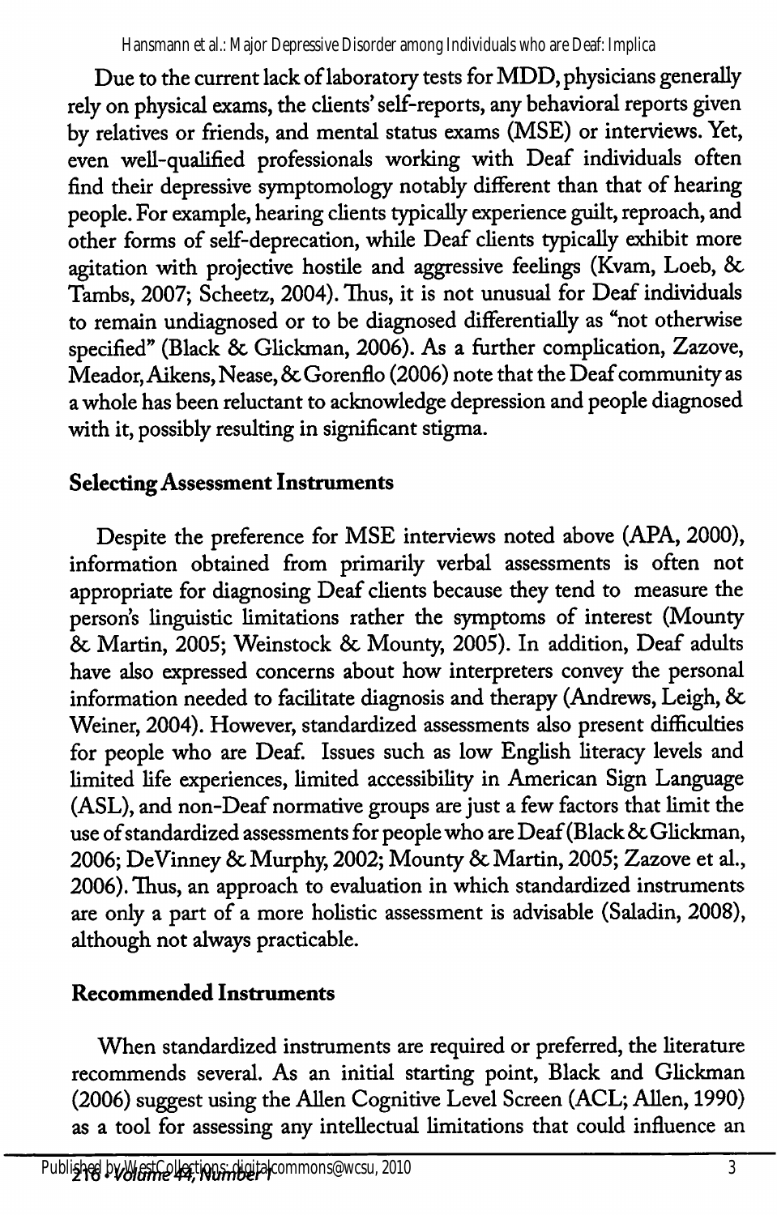Due to the current lack of laboratory tests for MDD, physicians generally rely on physical exams, the clients' self-reports, any behavioral reports given by relatives or friends, and mental status exams (MSE) or interviews. Yet, even well-qualified professionals working with Deaf individuals often find their depressive symptomology notably different than that of hearing people. For example, hearing clients typically experience guilt, reproach, and other forms of self-deprecation, while Deaf clients typically exhibit more agitation with projective hostile and aggressive feelings (Kvam, Loeb, & Tambs, 2007; Scheetz, 2004). Thus, it is not unusual for Deaf individuals to remain undiagnosed or to be diagnosed differentially as "not otherwise specified" (Black & Glickman, 2006). As a further complication, Zazove, Meador, Aikens, Nease, & Gorenflo (2006) note that the Deaf community as a whole has been reluctant to acknowledge depression and people diagnosed with it, possibly resulting in significant stigma.

## Selecting Assessment Instruments

Despite the preference for MSE interviews noted above (APA, 2000), information obtained from primarily verbal assessments is often not appropriate for diagnosing Deaf clients because they tend to measure the person's linguistic limitations rather the symptoms of interest (Mounty & Martin, 2005; Weinstock & Mounty, 2005). In addition, Deaf adults have also expressed concerns about how interpreters convey the personal information needed to facilitate diagnosis and therapy (Andrews, Leigh, & Weiner, 2004). However, standardized assessments also present difficulties for people who are Deaf. Issues such as low English literacy levels and limited life experiences, limited accessibility in American Sign Language (ASL), and non-Deaf normative groups are just a few factors that limit the use of standardized assessments for people who are Deaf (Black & Glickman, 2006; DeVinney & Murphy, 2002; Mounty & Martin, 2005; Zazove et al., 2006). Thus, an approach to evaluation in which standardized instruments are only a part of a more holistic assessment is advisable (Saladin, 2008), although not always practicable.

## Recommended Instruments

When standardized instruments are required or preferred, the literature recommends several. As an initial starting point, Black and Glickman (2006) suggest using the Allen Cognitive Level Screen (ACL; Allen, 1990) as a tool for assessing any intellectual limitations that could influence an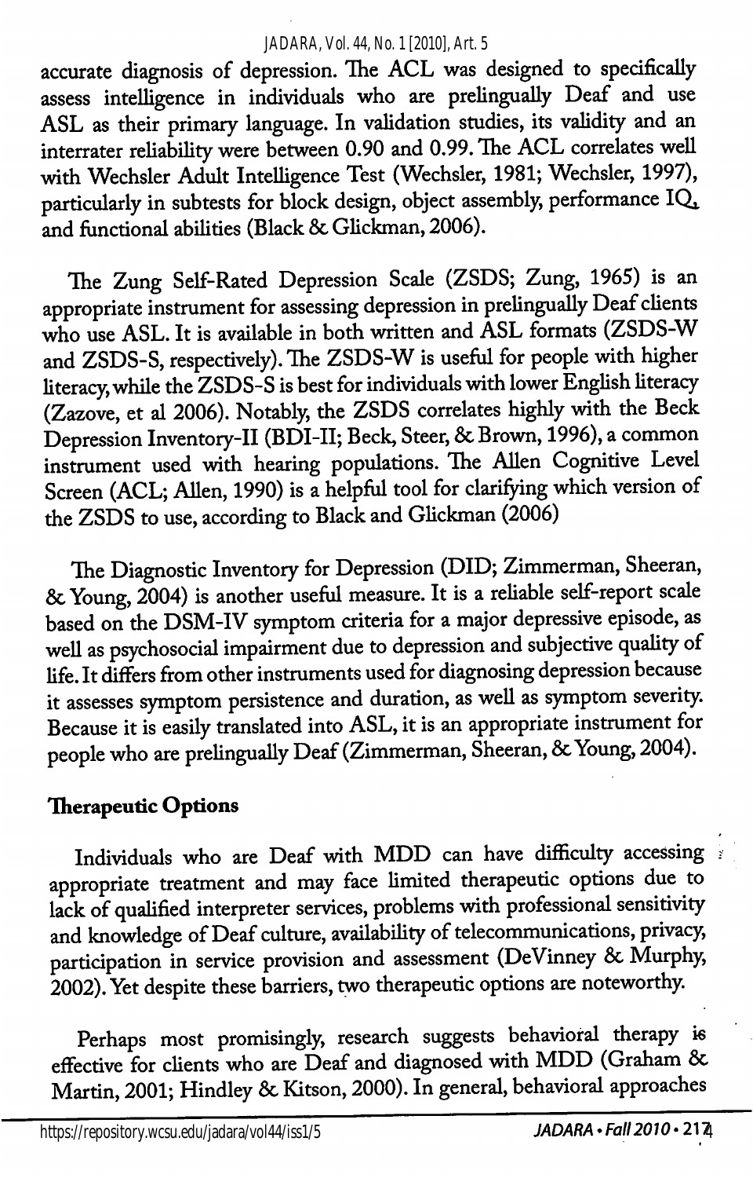accurate diagnosis of depression. The ACL was designed to specifically assess intelligence in individuals who are prelingually Deaf and use ASL as their primary language. In validation studies, its validity and an interrater reliability were between 0.90 and 0.99. The ACL correlates well with Wechsler Adult Intelligence Test (Wechsler, 1981; Wechsler, 1997), particularly in subtests for block design, object assembly, performance IQ, and functional abilities (Black & Glickman, 2006).

The Zung Self-Rated Depression Scale (ZSDS; Zung, 1965) is an appropriate instrument for assessing depression in prelingually Deaf clients who use ASL. It is available in both written and ASL formats (ZSDS-W and ZSDS-S, respectively). The ZSDS-W is useful for people with higher literacy, while the ZSDS-S is best for individuals with lower English literacy (Zazove, et al 2006). Notably, the ZSDS correlates highly with the Beck Depression Inventory-II (BDI-II; Beck, Steer, & Brown, 1996), a common instrument used with hearing populations. The Allen Cognitive Level Screen (ACL; Allen, 1990) is a helpful tool for clarifying which version of the ZSDS to use, according to Black and Glickman (2006)

The Diagnostic Inventory for Depression (DID; Zimmerman, Sheeran, & Young, 2004) is another useful measure. It is a reliable self-report scale based on the DSM-IV symptom criteria for a major depressive episode, as well as psychosocial impairment due to depression and subjective quality of life. It differs from other instruments used for diagnosing depression because it assesses symptom persistence and duration, as well as symptom severity. Because it is easily translated into ASL, it is an appropriate instrument for people who are prelingually Deaf (Zimmerman, Sheeran, & Young, 2004).

## Therapeutic Options

Individuals who are Deaf with MDD can have difficulty accessing appropriate treatment and may face limited therapeutic options due to lack of qualified interpreter services, problems with professional sensitivity and knowledge of Deaf culture, availability of telecommunications, privacy, participation in service provision and assessment (DeVinney & Murphy, 2002). Yet despite these barriers, two therapeutic options are noteworthy.

Perhaps most promisingly, research suggests behavioral therapy is effective for clients who are Deaf and diagnosed with MDD (Graham & Martin, 2001; Hindley & Kitson, 2000). In general, behavioral approaches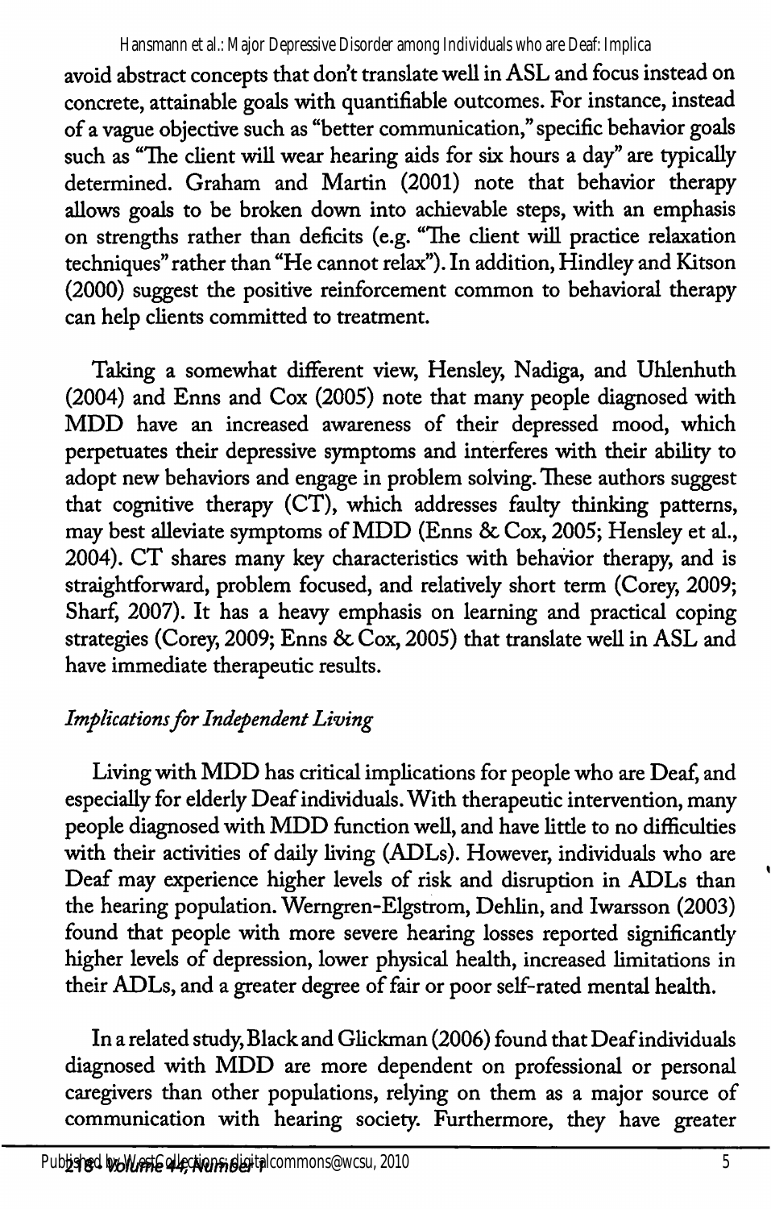avoid abstract concepts that don't translate well in ASL and focus instead on concrete, attainable goals with quantifiable outcomes. For instance, instead of a vague objective such as "better communication," specific behavior goals such as "The client will wear hearing aids for six hours a day" are typically determined. Graham and Martin (2001) note that behavior therapy allows goals to be broken down into achievable steps, with an emphasis on strengths rather than deficits (e.g. "The client will practice relaxation techniques" rather than "He cannot relax"). In addition, Hindley and Kitson (2000) suggest the positive reinforcement common to behavioral therapy can help clients committed to treatment.

Taking a somewhat different view, Hensley, Nadiga, and Uhlenhuth (2004) and Enns and Cox (2005) note that many people diagnosed with MDD have an increased awareness of their depressed mood, which perpetuates their depressive symptoms and interferes with their ability to adopt new behaviors and engage in problem solving. These authors suggest that cognitive therapy (CT), which addresses faulty thinking patterns, may best alleviate symptoms of MDD (Enns & Cox, 2005; Hensley et al., 2004). CT shares many key characteristics with behavior therapy, and is straightforward, problem focused, and relatively short term (Corey, 2009; Sharf, 2007). It has a heavy emphasis on learning and practical coping strategies (Corey, 2009; Enns & Cox, 2005) that translate well in ASL and have immediate therapeutic results.

### *Implications for Independent Living*

Living with MDD has critical implications for people who are Deaf, and especially for elderly Deaf individuals. With therapeutic intervention, many people diagnosed with MDD function well, and have little to no difficulties with their activities of daily living (ADLs). However, individuals who are Deaf may experience higher levels of risk and disruption in ADLs than the hearing population. Werngren-Elgstrom, Dehlin, and Iwarsson (2003) found that people with more severe hearing losses reported significantly higher levels of depression, lower physical health, increased limitations in their ADLs, and a greater degree of fair or poor self-rated mental health.

In a related study, Black and Glickman (2006) found that Deaf individuals diagnosed with MDD are more dependent on professional or personal caregivers than other populations, relying on them as a major source of communication with hearing society. Furthermore, they have greater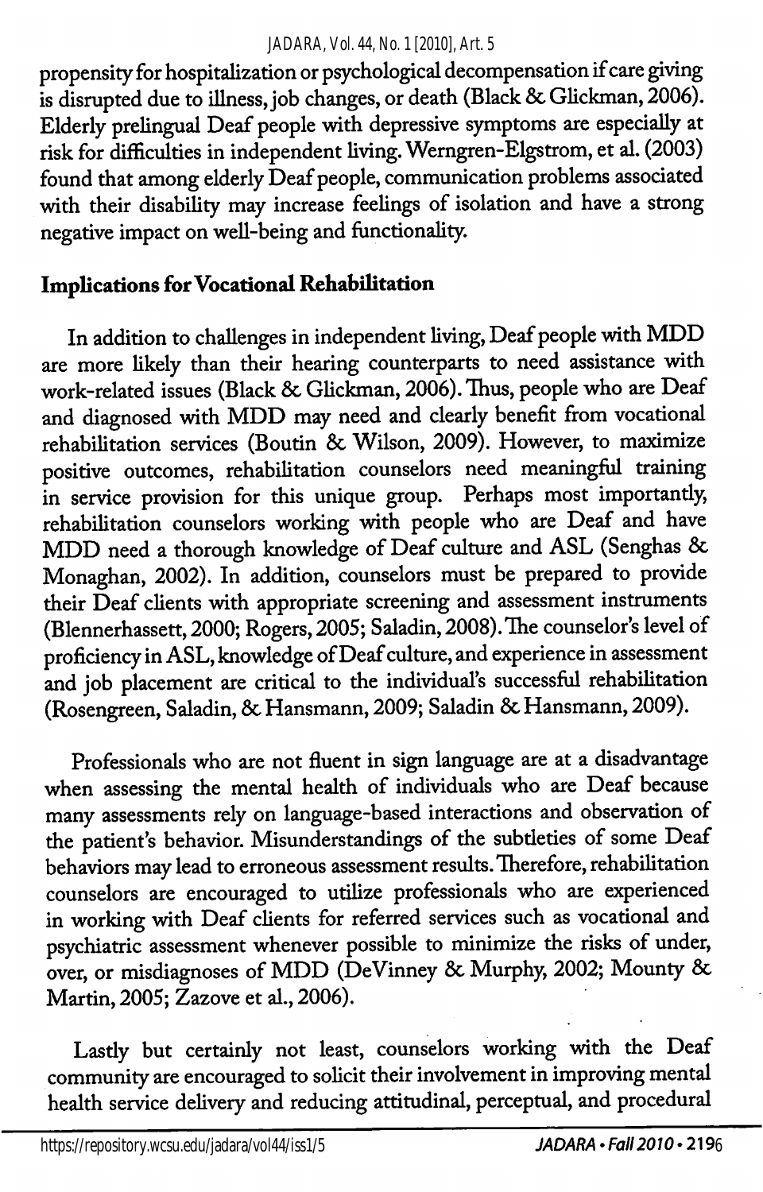propensity for hospitalization or psychological decompensation if care giving is disrupted due to illness, job changes, or death (Black & Glickman, 2006). Elderly prelingual Deaf people with depressive symptoms are especially at risk for difficulties in independent living. Werngren-Elgstrom, et al. (2003) found that among elderly Deaf people, communication problems associated with their disability may increase feelings of isolation and have a strong negative impact on well-being and functionality.

## Implications for Vocational Rehabilitation

In addition to challenges in independent living, Deaf people with MDD are more likely than their hearing counterparts to need assistance with work-related issues (Black & Glickman, 2006). Thus, people who are Deaf and diagnosed with MDD may need and clearly benefit from vocational rehabilitation services (Boutin & Wilson, 2009). However, to maximize positive outcomes, rehabilitation counselors need meaningful training in service provision for this unique group. Perhaps most importantly, rehabilitation counselors working with people who are Deaf and have MDD need a thorough knowledge of Deaf culture and ASL (Senghas & Monaghan, 2002). In addition, counselors must be prepared to provide their Deaf clients with appropriate screening and assessment instruments (Blennerhassett, 2000; Rogers, 2005; Saladin, 2008). The counselor's level of proficiency in ASL, knowledge of Deaf culture, and experience in assessment and job placement are critical to the individual's successful rehabilitation (Rosengreen, Saladin, & Hansmann, 2009; Saladin & Hansmann, 2009).

Professionals who are not fluent in sign language are at a disadvantage when assessing the mental health of individuals who are Deaf because many assessments rely on language-based interactions and observation of the patient's behavior. Misunderstandings of the subtleties of some Deaf behaviors may lead to erroneous assessment results. Therefore, rehabilitation counselors are encouraged to utilize professionals who are experienced in working with Deaf clients for referred services such as vocational and psychiatric assessment whenever possible to minimize the risks of under, over, or misdiagnoses of MDD (DeVinney & Murphy, 2002; Mounty & Martin, 2005; Zazove et al., 2006).

Lastly but certainly not least, counselors working with the Deaf community are encouraged to solicit their involvement in improving mental health service delivery and reducing attitudinal, perceptual, and procedural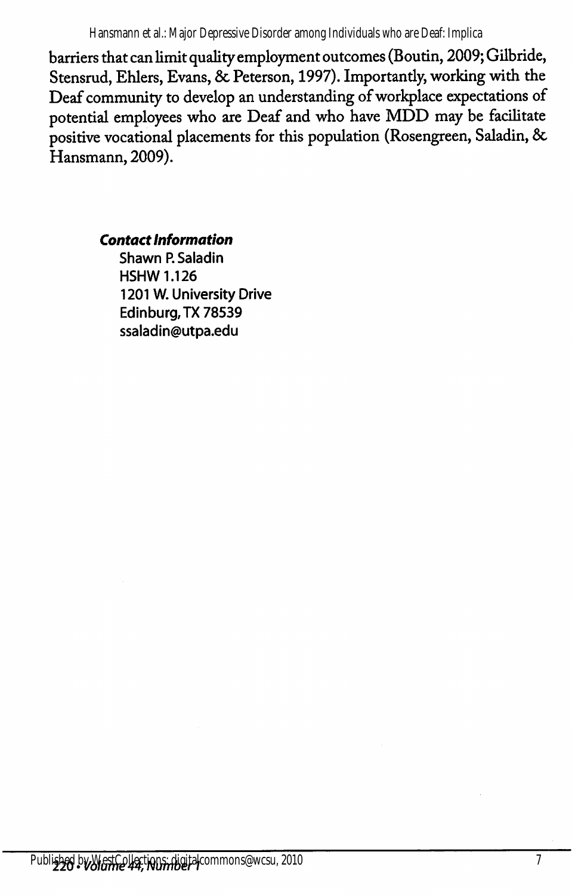barriers that can limit quality employment outcomes (Boutin, 2009; Gilbride, Stensrud, Ehlers, Evans, & Peterson, 1997). Importantly, working with the Deaf community to develop an understanding of workplace expectations of potential employees who are Deaf and who have MDD may be facilitate positive vocational placements for this population (Rosengreen, Saladin, & Hansmann, 2009).

***Contact Information***

Shawn P. Saladin
HSHW 1.126
1201 W. University Drive
Edinburg, TX 78539
ssaladin@utpa.edu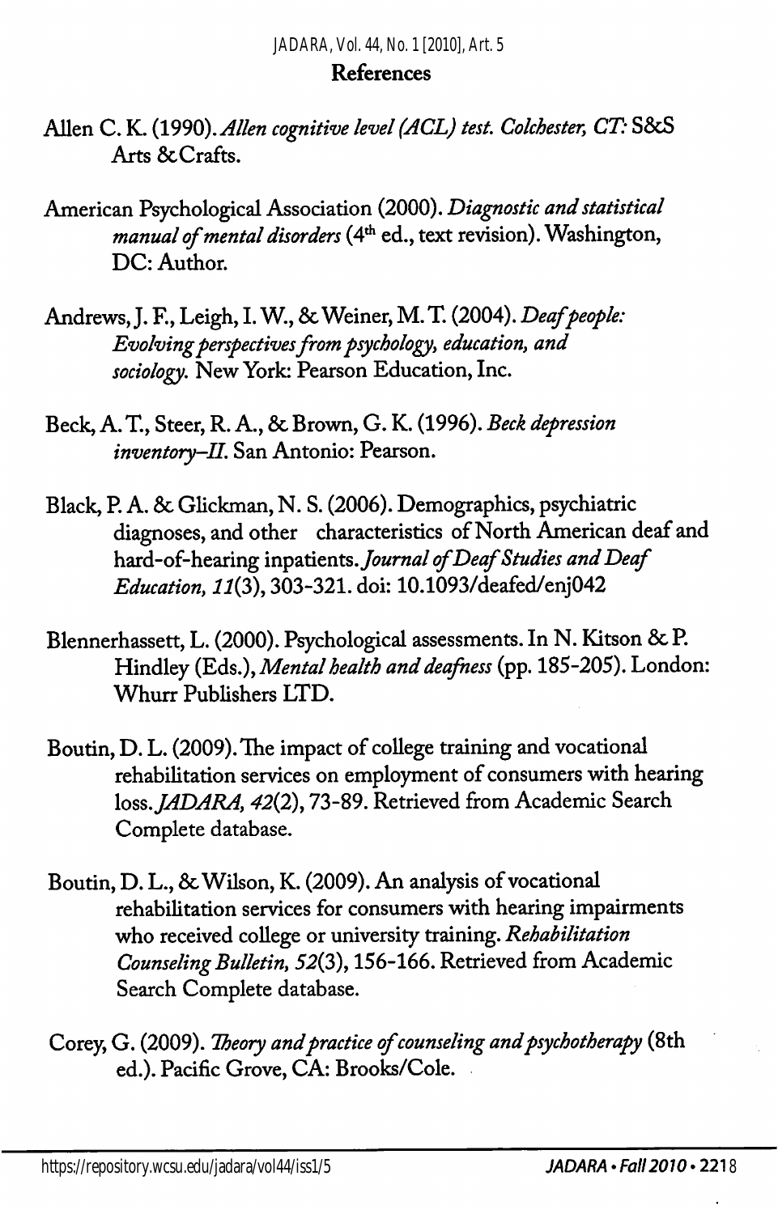## References

Allen C. K. (1990). *Allen cognitive level (ACL) test. Colchester, CT:* S&S Arts & Crafts.

American Psychological Association (2000). *Diagnostic and statistical manual of mental disorders* (4th ed., text revision). Washington, DC: Author.

Andrews, J. F., Leigh, I. W., & Weiner, M. T. (2004). *Deaf people: Evolving perspectives from psychology, education, and sociology.* New York: Pearson Education, Inc.

Beck, A. T., Steer, R. A., & Brown, G. K. (1996). *Beck depression inventory–II.* San Antonio: Pearson.

Black, P. A. & Glickman, N. S. (2006). Demographics, psychiatric diagnoses, and other characteristics of North American deaf and hard-of-hearing inpatients. *Journal of Deaf Studies and Deaf Education, 11*(3), 303-321. doi: 10.1093/deafed/enj042

Blennerhassett, L. (2000). Psychological assessments. In N. Kitson & P. Hindley (Eds.), *Mental health and deafness* (pp. 185-205). London: Whurr Publishers LTD.

Boutin, D. L. (2009). The impact of college training and vocational rehabilitation services on employment of consumers with hearing loss. *JADARA, 42*(2), 73-89. Retrieved from Academic Search Complete database.

Boutin, D. L., & Wilson, K. (2009). An analysis of vocational rehabilitation services for consumers with hearing impairments who received college or university training. *Rehabilitation Counseling Bulletin, 52*(3), 156-166. Retrieved from Academic Search Complete database.

Corey, G. (2009). *Theory and practice of counseling and psychotherapy* (8th ed.). Pacific Grove, CA: Brooks/Cole.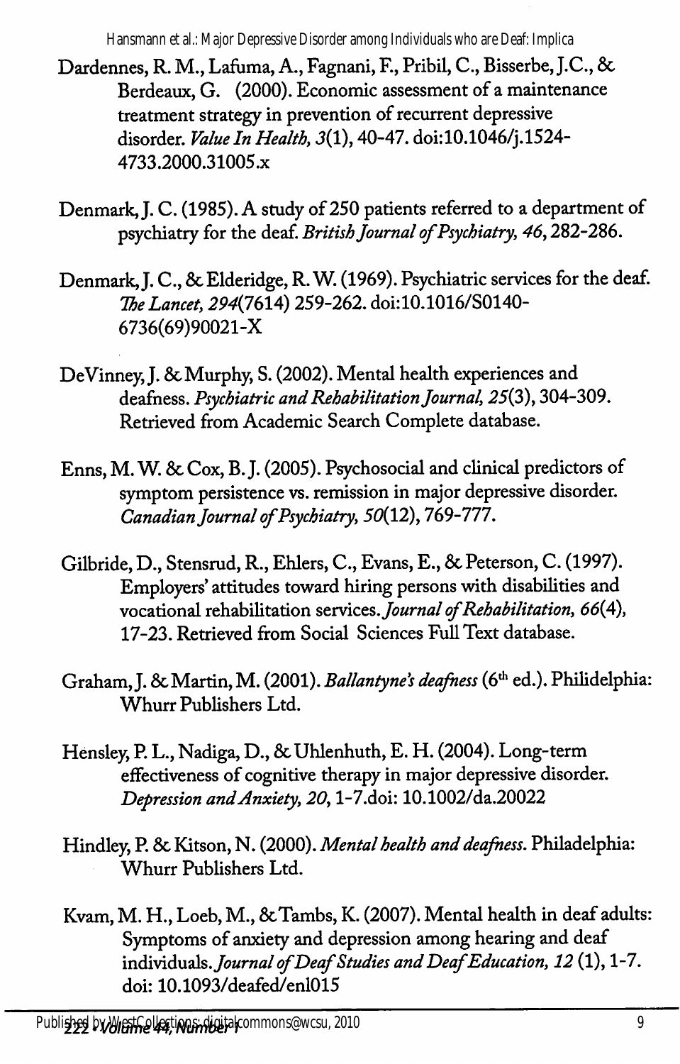Dardennes, R. M., Lafuma, A., Fagnani, F., Pribil, C., Bisserbe, J.C., & Berdeaux, G. (2000). Economic assessment of a maintenance treatment strategy in prevention of recurrent depressive disorder. *Value In Health, 3*(1), 40-47. doi:10.1046/j.1524-4733.2000.31005.x

Denmark, J. C. (1985). A study of 250 patients referred to a department of psychiatry for the deaf. *British Journal of Psychiatry, 46*, 282-286.

Denmark, J. C., & Elderidge, R. W. (1969). Psychiatric services for the deaf. *The Lancet, 294*(7614) 259-262. doi:10.1016/S0140-6736(69)90021-X

DeVinney, J. & Murphy, S. (2002). Mental health experiences and deafness. *Psychiatric and Rehabilitation Journal, 25*(3), 304-309. Retrieved from Academic Search Complete database.

Enns, M. W. & Cox, B. J. (2005). Psychosocial and clinical predictors of symptom persistence vs. remission in major depressive disorder. *Canadian Journal of Psychiatry, 50*(12), 769-777.

Gilbride, D., Stensrud, R., Ehlers, C., Evans, E., & Peterson, C. (1997). Employers' attitudes toward hiring persons with disabilities and vocational rehabilitation services. *Journal of Rehabilitation, 66*(4), 17-23. Retrieved from Social Sciences Full Text database.

Graham, J. & Martin, M. (2001). *Ballantyne's deafness* (6th ed.). Philidelphia: Whurr Publishers Ltd.

Hensley, P. L., Nadiga, D., & Uhlenhuth, E. H. (2004). Long-term effectiveness of cognitive therapy in major depressive disorder. *Depression and Anxiety, 20*, 1-7.doi: 10.1002/da.20022

Hindley, P. & Kitson, N. (2000). *Mental health and deafness*. Philadelphia: Whurr Publishers Ltd.

Kvam, M. H., Loeb, M., & Tambs, K. (2007). Mental health in deaf adults: Symptoms of anxiety and depression among hearing and deaf individuals. *Journal of Deaf Studies and Deaf Education, 12* (1), 1-7. doi: 10.1093/deafed/enl015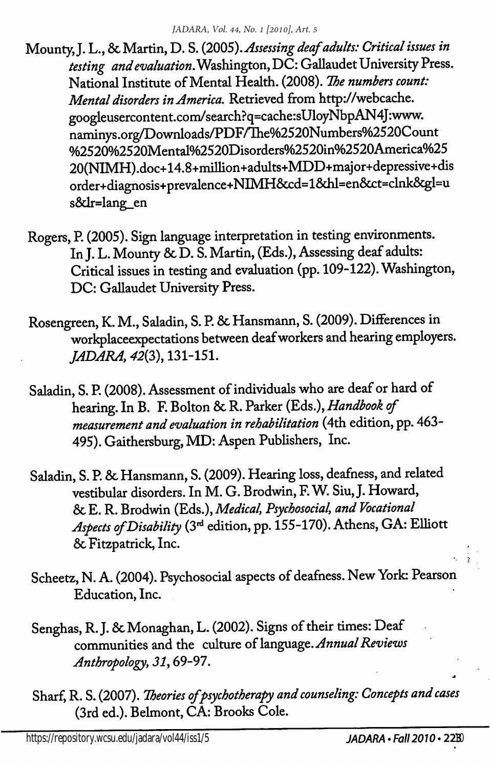Mounty, J. L., & Martin, D. S. (2005). *Assessing deaf adults: Critical issues in testing and evaluation*. Washington, DC: Gallaudet University Press.

National Institute of Mental Health. (2008). *The numbers count: Mental disorders in America.* Retrieved from http://webcache.googleusercontent.com/search?q=cache:sUloyNbpAN4J:www.naminys.org/Downloads/PDF/The%2520Numbers%2520Count%2520%2520Mental%2520Disorders%2520in%2520America%2520(NIMH).doc+14.8+million+adults+MDD+major+depressive+disorder+diagnosis+prevalence+NIMH&cd=1&hl=en&ct=clnk&gl=us&lr=lang_en

Rogers, P. (2005). Sign language interpretation in testing environments. In J. L. Mounty & D. S. Martin, (Eds.), Assessing deaf adults: Critical issues in testing and evaluation (pp. 109-122). Washington, DC: Gallaudet University Press.

Rosengreen, K. M., Saladin, S. P. & Hansmann, S. (2009). Differences in workplaceexpectations between deaf workers and hearing employers. *JADARA, 42*(3), 131-151.

Saladin, S. P. (2008). Assessment of individuals who are deaf or hard of hearing. In B. F. Bolton & R. Parker (Eds.), *Handbook of measurement and evaluation in rehabilitation* (4th edition, pp. 463-495). Gaithersburg, MD: Aspen Publishers, Inc.

Saladin, S. P. & Hansmann, S. (2009). Hearing loss, deafness, and related vestibular disorders. In M. G. Brodwin, F. W. Siu, J. Howard, & E. R. Brodwin (Eds.), *Medical, Psychosocial, and Vocational Aspects of Disability* (3rd edition, pp. 155-170). Athens, GA: Elliott & Fitzpatrick, Inc.

Scheetz, N. A. (2004). Psychosocial aspects of deafness. New York: Pearson Education, Inc.

Senghas, R. J. & Monaghan, L. (2002). Signs of their times: Deaf communities and the culture of language. *Annual Reviews Anthropology, 31*, 69-97.

Sharf, R. S. (2007). *Theories of psychotherapy and counseling: Concepts and cases* (3rd ed.). Belmont, CA: Brooks Cole.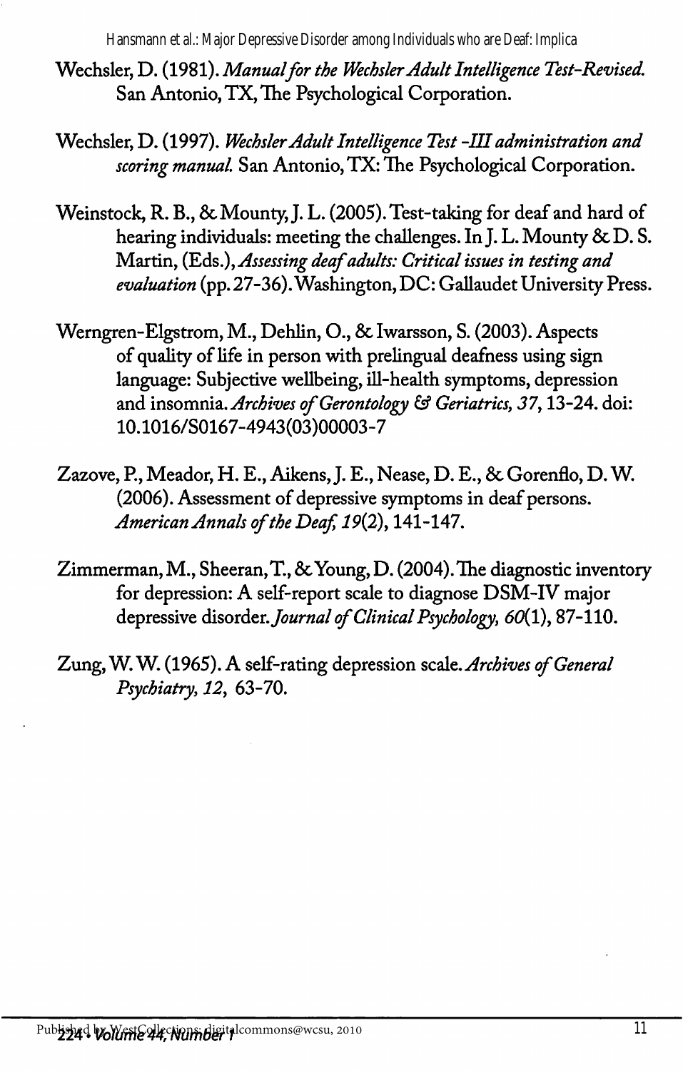Wechsler, D. (1981). *Manual for the Wechsler Adult Intelligence Test-Revised.* San Antonio, TX, The Psychological Corporation.

Wechsler, D. (1997). *Wechsler Adult Intelligence Test -III administration and scoring manual.* San Antonio, TX: The Psychological Corporation.

Weinstock, R. B., & Mounty, J. L. (2005). Test-taking for deaf and hard of hearing individuals: meeting the challenges. In J. L. Mounty & D. S. Martin, (Eds.), *Assessing deaf adults: Critical issues in testing and evaluation* (pp. 27-36). Washington, DC: Gallaudet University Press.

Werngren-Elgstrom, M., Dehlin, O., & Iwarsson, S. (2003). Aspects of quality of life in person with prelingual deafness using sign language: Subjective wellbeing, ill-health symptoms, depression and insomnia. *Archives of Gerontology & Geriatrics, 37*, 13-24. doi: 10.1016/S0167-4943(03)00003-7

Zazove, P., Meador, H. E., Aikens, J. E., Nease, D. E., & Gorenflo, D. W. (2006). Assessment of depressive symptoms in deaf persons. *American Annals of the Deaf, 19*(2), 141-147.

Zimmerman, M., Sheeran, T., & Young, D. (2004). The diagnostic inventory for depression: A self-report scale to diagnose DSM-IV major depressive disorder. *Journal of Clinical Psychology, 60*(1), 87-110.

Zung, W. W. (1965). A self-rating depression scale. *Archives of General Psychiatry, 12*, 63-70.